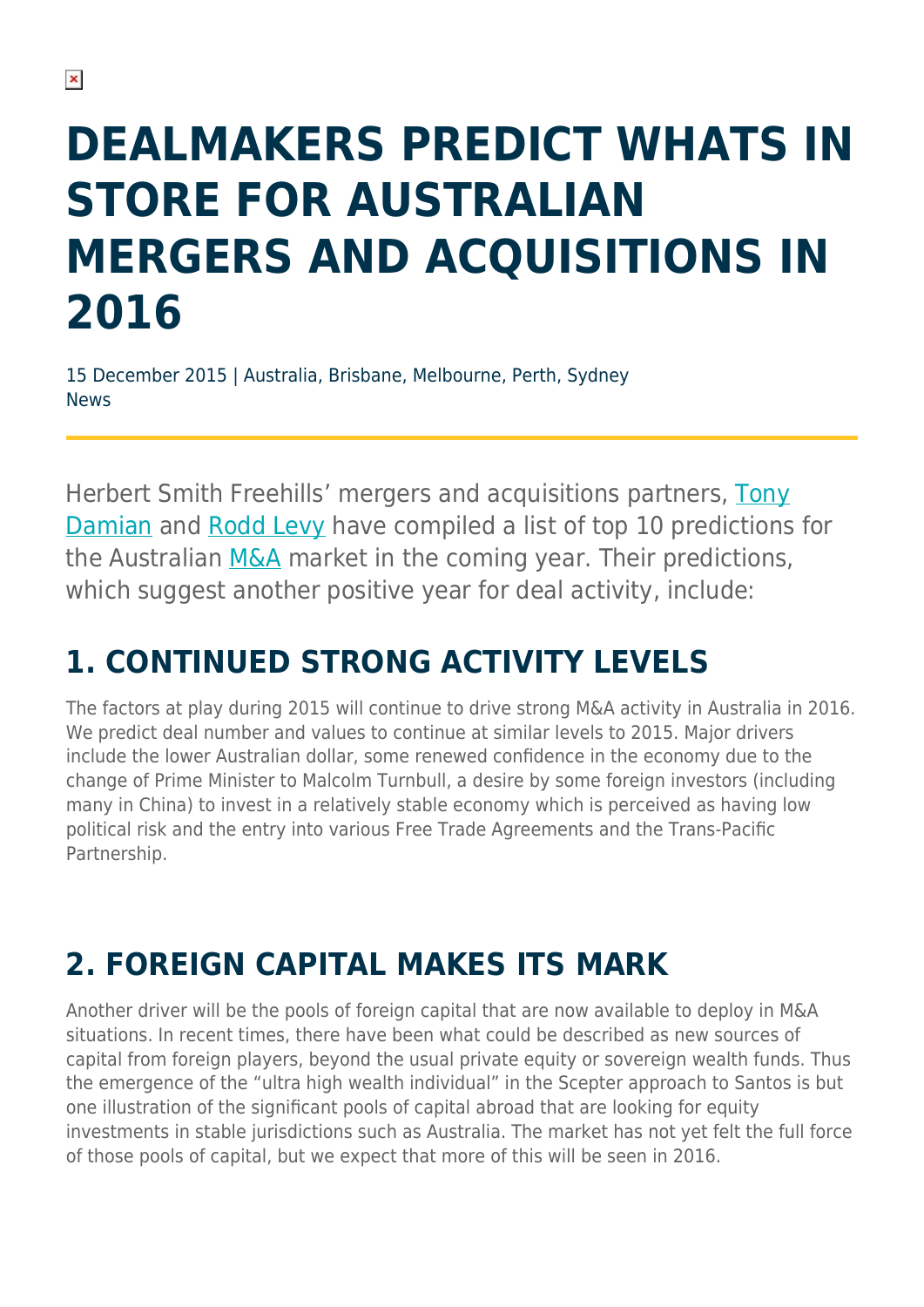# DEALMAKERS PREDICT WHATS IN STORE FOR AUSTRALIAN MERGERS AND ACQUISITIONS IN 2016

15 December 2015 | Australia, Brisbane, Melbourne, Perth, Sydney
News

Herbert Smith Freehills' mergers and acquisitions partners, Tony Damian and Rodd Levy have compiled a list of top 10 predictions for the Australian M&A market in the coming year. Their predictions, which suggest another positive year for deal activity, include:

## 1. CONTINUED STRONG ACTIVITY LEVELS

The factors at play during 2015 will continue to drive strong M&A activity in Australia in 2016. We predict deal number and values to continue at similar levels to 2015. Major drivers include the lower Australian dollar, some renewed confidence in the economy due to the change of Prime Minister to Malcolm Turnbull, a desire by some foreign investors (including many in China) to invest in a relatively stable economy which is perceived as having low political risk and the entry into various Free Trade Agreements and the Trans-Pacific Partnership.

## 2. FOREIGN CAPITAL MAKES ITS MARK

Another driver will be the pools of foreign capital that are now available to deploy in M&A situations. In recent times, there have been what could be described as new sources of capital from foreign players, beyond the usual private equity or sovereign wealth funds. Thus the emergence of the "ultra high wealth individual" in the Scepter approach to Santos is but one illustration of the significant pools of capital abroad that are looking for equity investments in stable jurisdictions such as Australia. The market has not yet felt the full force of those pools of capital, but we expect that more of this will be seen in 2016.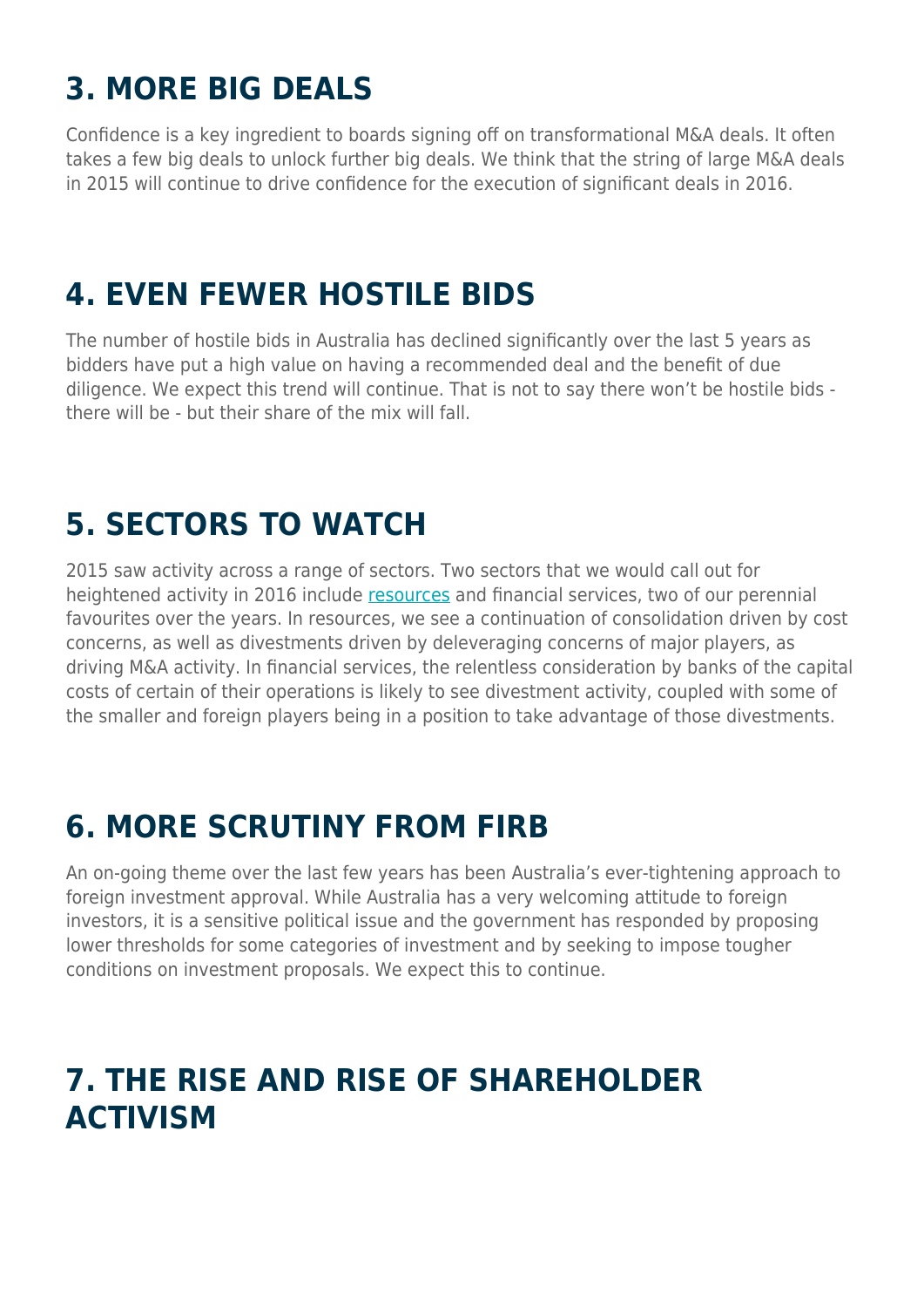## 3. MORE BIG DEALS

Confidence is a key ingredient to boards signing off on transformational M&A deals. It often takes a few big deals to unlock further big deals. We think that the string of large M&A deals in 2015 will continue to drive confidence for the execution of significant deals in 2016.

## 4. EVEN FEWER HOSTILE BIDS

The number of hostile bids in Australia has declined significantly over the last 5 years as bidders have put a high value on having a recommended deal and the benefit of due diligence. We expect this trend will continue. That is not to say there won't be hostile bids - there will be - but their share of the mix will fall.

## 5. SECTORS TO WATCH

2015 saw activity across a range of sectors. Two sectors that we would call out for heightened activity in 2016 include resources and financial services, two of our perennial favourites over the years. In resources, we see a continuation of consolidation driven by cost concerns, as well as divestments driven by deleveraging concerns of major players, as driving M&A activity. In financial services, the relentless consideration by banks of the capital costs of certain of their operations is likely to see divestment activity, coupled with some of the smaller and foreign players being in a position to take advantage of those divestments.

## 6. MORE SCRUTINY FROM FIRB

An on-going theme over the last few years has been Australia's ever-tightening approach to foreign investment approval. While Australia has a very welcoming attitude to foreign investors, it is a sensitive political issue and the government has responded by proposing lower thresholds for some categories of investment and by seeking to impose tougher conditions on investment proposals. We expect this to continue.

## 7. THE RISE AND RISE OF SHAREHOLDER ACTIVISM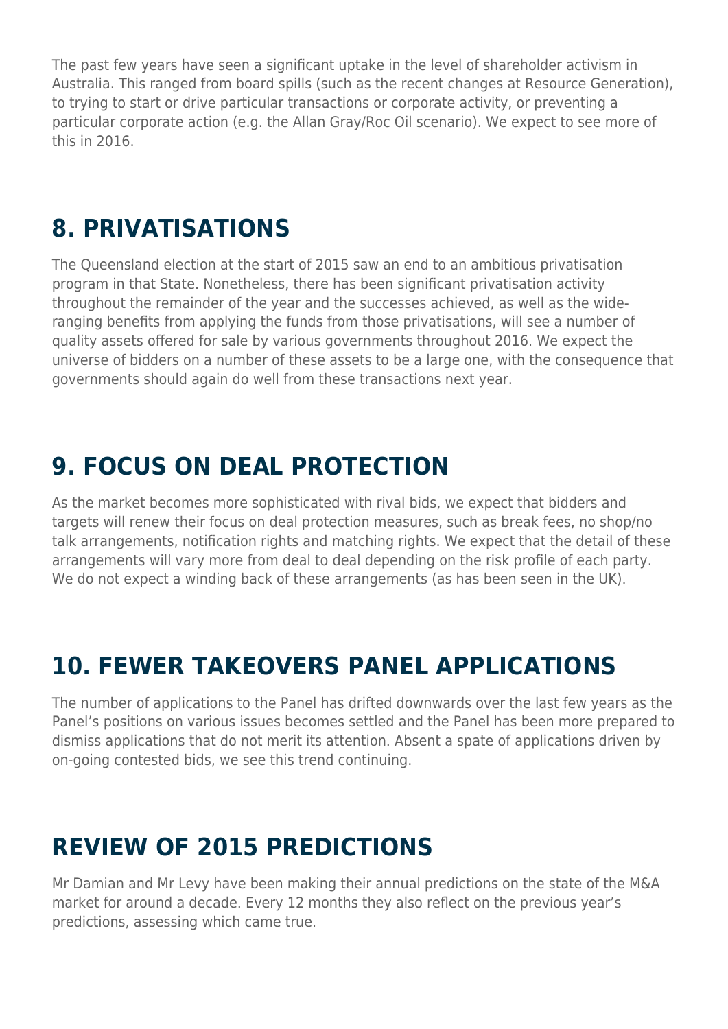The past few years have seen a significant uptake in the level of shareholder activism in Australia. This ranged from board spills (such as the recent changes at Resource Generation), to trying to start or drive particular transactions or corporate activity, or preventing a particular corporate action (e.g. the Allan Gray/Roc Oil scenario). We expect to see more of this in 2016.

## 8. PRIVATISATIONS

The Queensland election at the start of 2015 saw an end to an ambitious privatisation program in that State. Nonetheless, there has been significant privatisation activity throughout the remainder of the year and the successes achieved, as well as the wide-ranging benefits from applying the funds from those privatisations, will see a number of quality assets offered for sale by various governments throughout 2016. We expect the universe of bidders on a number of these assets to be a large one, with the consequence that governments should again do well from these transactions next year.

## 9. FOCUS ON DEAL PROTECTION

As the market becomes more sophisticated with rival bids, we expect that bidders and targets will renew their focus on deal protection measures, such as break fees, no shop/no talk arrangements, notification rights and matching rights. We expect that the detail of these arrangements will vary more from deal to deal depending on the risk profile of each party. We do not expect a winding back of these arrangements (as has been seen in the UK).

## 10. FEWER TAKEOVERS PANEL APPLICATIONS

The number of applications to the Panel has drifted downwards over the last few years as the Panel's positions on various issues becomes settled and the Panel has been more prepared to dismiss applications that do not merit its attention. Absent a spate of applications driven by on-going contested bids, we see this trend continuing.

## REVIEW OF 2015 PREDICTIONS

Mr Damian and Mr Levy have been making their annual predictions on the state of the M&A market for around a decade. Every 12 months they also reflect on the previous year's predictions, assessing which came true.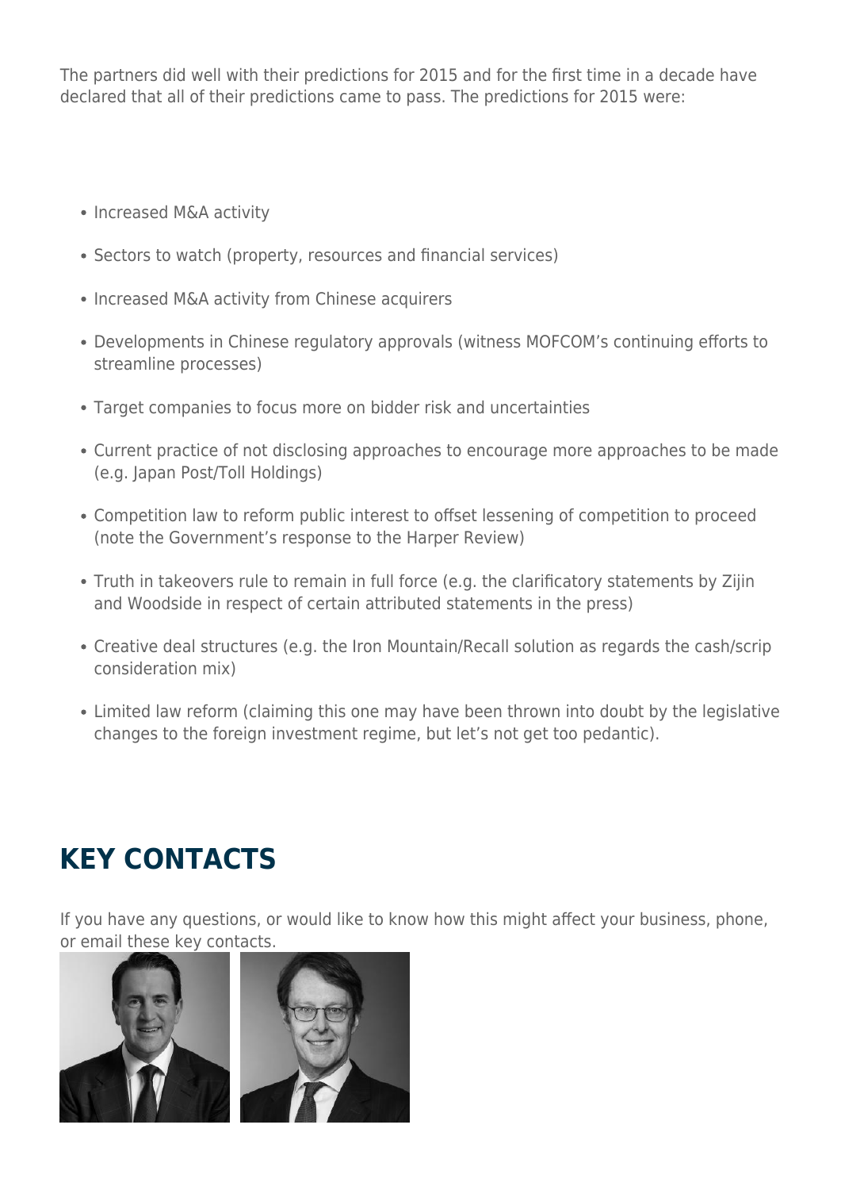The partners did well with their predictions for 2015 and for the first time in a decade have declared that all of their predictions came to pass. The predictions for 2015 were:

- Increased M&A activity
- Sectors to watch (property, resources and financial services)
- Increased M&A activity from Chinese acquirers
- Developments in Chinese regulatory approvals (witness MOFCOM's continuing efforts to streamline processes)
- Target companies to focus more on bidder risk and uncertainties
- Current practice of not disclosing approaches to encourage more approaches to be made (e.g. Japan Post/Toll Holdings)
- Competition law to reform public interest to offset lessening of competition to proceed (note the Government's response to the Harper Review)
- Truth in takeovers rule to remain in full force (e.g. the clarificatory statements by Zijin and Woodside in respect of certain attributed statements in the press)
- Creative deal structures (e.g. the Iron Mountain/Recall solution as regards the cash/scrip consideration mix)
- Limited law reform (claiming this one may have been thrown into doubt by the legislative changes to the foreign investment regime, but let's not get too pedantic).

## KEY CONTACTS

If you have any questions, or would like to know how this might affect your business, phone, or email these key contacts.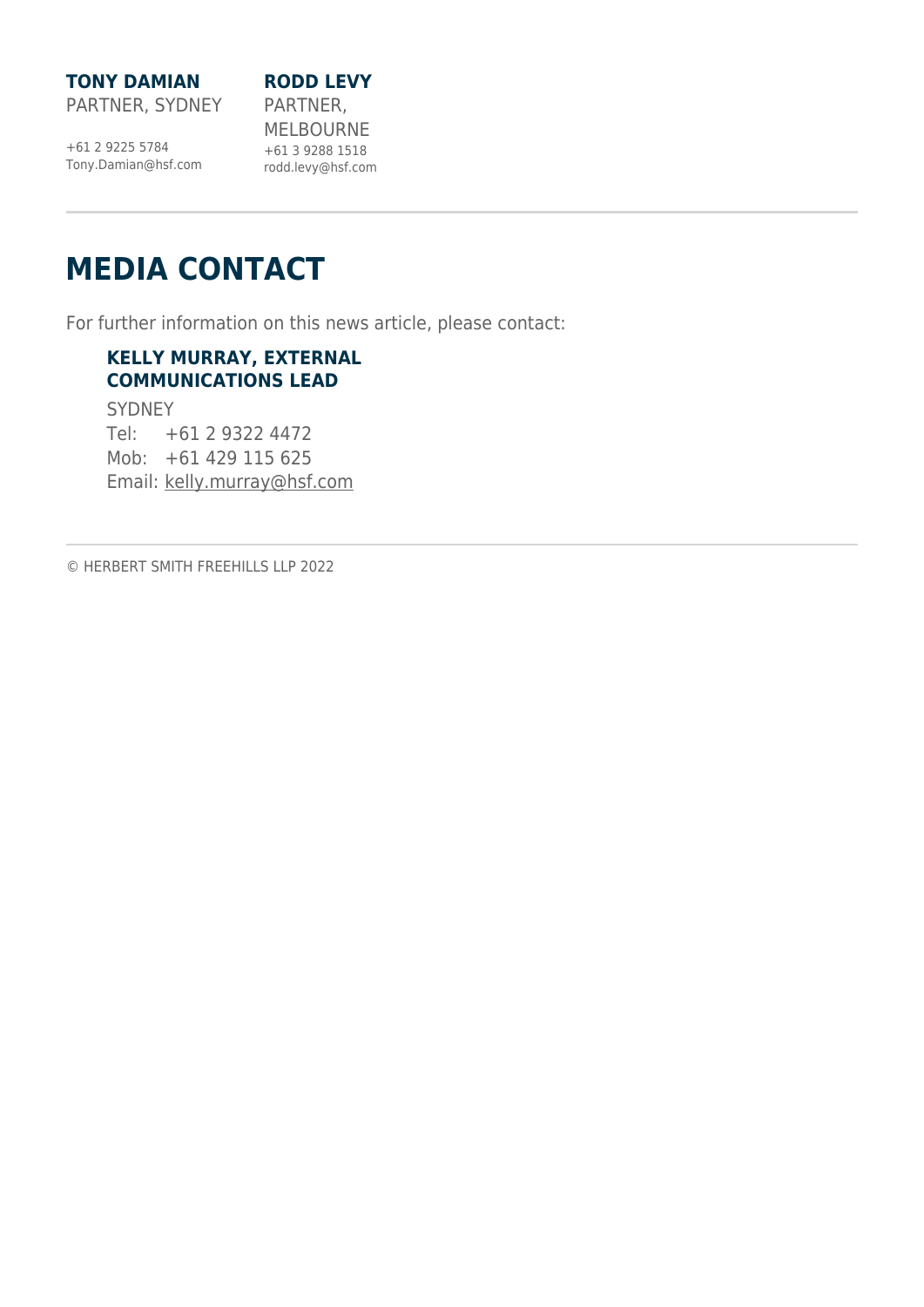**TONY DAMIAN**
PARTNER, SYDNEY

+61 2 9225 5784
Tony.Damian@hsf.com

**RODD LEVY**
PARTNER, MELBOURNE

+61 3 9288 1518
rodd.levy@hsf.com

---

# MEDIA CONTACT

For further information on this news article, please contact:

**KELLY MURRAY, EXTERNAL COMMUNICATIONS LEAD**

SYDNEY
Tel: +61 2 9322 4472
Mob: +61 429 115 625
Email: kelly.murray@hsf.com

---

© HERBERT SMITH FREEHILLS LLP 2022